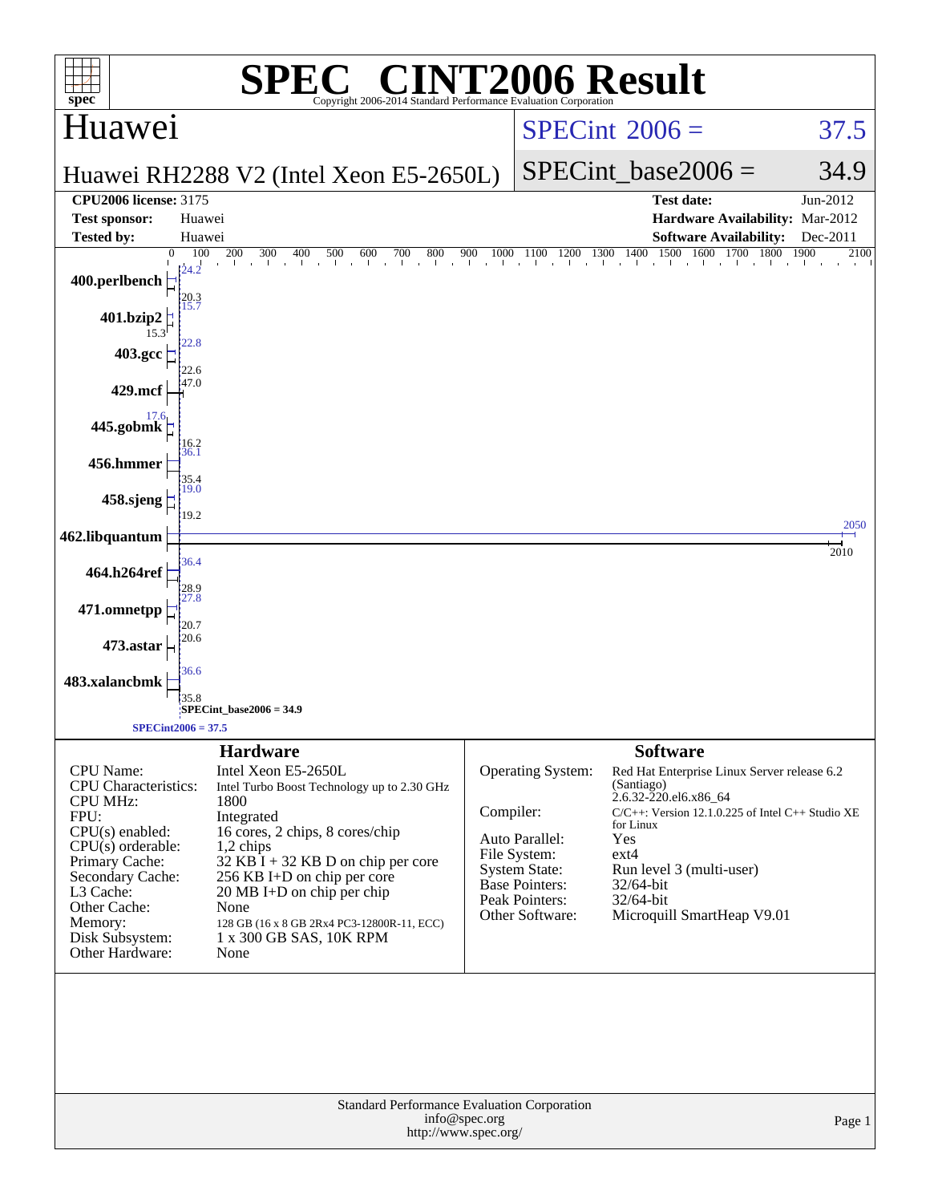# SPEC® CINT2006 Result

Copyright 2006-2014 Standard Performance Evaluation Corporation

## Huawei

**Huawei RH2288 V2 (Intel Xeon E5-2650L)**

SPECint 2006 = 37.5

SPECint_base2006 = 34.9

| | | | |
|---|---|---|---|
| **CPU2006 license:** | 3175 | **Test date:** | Jun-2012 |
| **Test sponsor:** | Huawei | **Hardware Availability:** | Mar-2012 |
| **Tested by:** | Huawei | **Software Availability:** | Dec-2011 |

| Benchmark | Peak | Base |
|---|---|---|
| 400.perlbench | 24.2 | 20.3 |
| 401.bzip2 | 15.7 | 15.3 |
| 403.gcc | 22.8 | 22.6 |
| 429.mcf | 47.0 | |
| 445.gobmk | 17.6 | 16.2 |
| 456.hmmer | 36.1 | 35.4 |
| 458.sjeng | 19.0 | 19.2 |
| 462.libquantum | 2050 | 2010 |
| 464.h264ref | 36.4 | 28.9 |
| 471.omnetpp | 27.8 | 20.7 |
| 473.astar | 20.6 | |
| 483.xalancbmk | 36.6 | 35.8 |

SPECint_base2006 = 34.9

SPECint2006 = 37.5

## Hardware

| | |
|---|---|
| CPU Name: | Intel Xeon E5-2650L |
| CPU Characteristics: | Intel Turbo Boost Technology up to 2.30 GHz |
| CPU MHz: | 1800 |
| FPU: | Integrated |
| CPU(s) enabled: | 16 cores, 2 chips, 8 cores/chip |
| CPU(s) orderable: | 1,2 chips |
| Primary Cache: | 32 KB I + 32 KB D on chip per core |
| Secondary Cache: | 256 KB I+D on chip per core |
| L3 Cache: | 20 MB I+D on chip per chip |
| Other Cache: | None |
| Memory: | 128 GB (16 x 8 GB 2Rx4 PC3-12800R-11, ECC) |
| Disk Subsystem: | 1 x 300 GB SAS, 10K RPM |
| Other Hardware: | None |

## Software

| | |
|---|---|
| Operating System: | Red Hat Enterprise Linux Server release 6.2 (Santiago) 2.6.32-220.el6.x86_64 |
| Compiler: | C/C++: Version 12.1.0.225 of Intel C++ Studio XE for Linux |
| Auto Parallel: | Yes |
| File System: | ext4 |
| System State: | Run level 3 (multi-user) |
| Base Pointers: | 32/64-bit |
| Peak Pointers: | 32/64-bit |
| Other Software: | Microquill SmartHeap V9.01 |

Standard Performance Evaluation Corporation
info@spec.org
http://www.spec.org/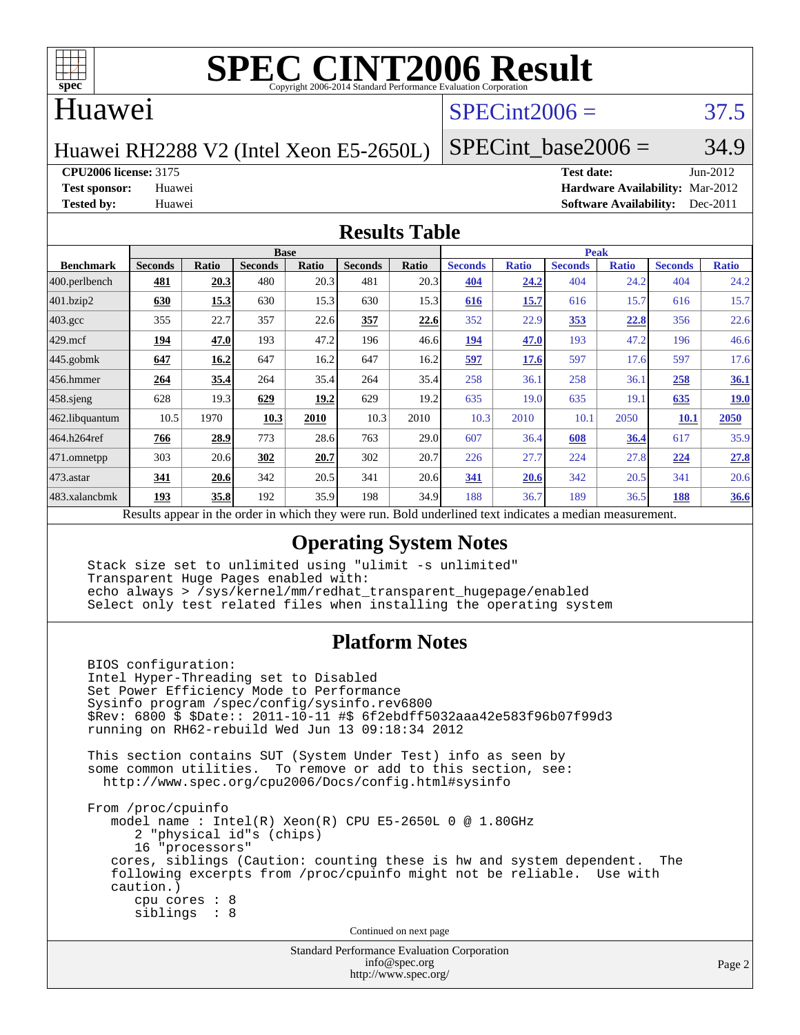# SPEC CINT2006 Result

Copyright 2006-2014 Standard Performance Evaluation Corporation

## Huawei

Huawei RH2288 V2 (Intel Xeon E5-2650L)

SPECint2006 = 37.5

SPECint_base2006 = 34.9

**CPU2006 license:** 3175

**Test sponsor:** Huawei

**Tested by:** Huawei

**Test date:** Jun-2012

**Hardware Availability:** Mar-2012

**Software Availability:** Dec-2011

## Results Table

| Benchmark | Base | | | | | | Peak | | | | | |
|---|---|---|---|---|---|---|---|---|---|---|---|---|
| | Seconds | Ratio | Seconds | Ratio | Seconds | Ratio | Seconds | Ratio | Seconds | Ratio | Seconds | Ratio |
| 400.perlbench | **481** | **20.3** | 480 | 20.3 | 481 | 20.3 | **404** | **24.2** | 404 | 24.2 | 404 | 24.2 |
| 401.bzip2 | **630** | **15.3** | 630 | 15.3 | 630 | 15.3 | **616** | **15.7** | 616 | 15.7 | 616 | 15.7 |
| 403.gcc | 355 | 22.7 | 357 | 22.6 | **357** | **22.6** | 352 | 22.9 | **353** | **22.8** | 356 | 22.6 |
| 429.mcf | **194** | **47.0** | 193 | 47.2 | 196 | 46.6 | **194** | **47.0** | 193 | 47.2 | 196 | 46.6 |
| 445.gobmk | **647** | **16.2** | 647 | 16.2 | 647 | 16.2 | **597** | **17.6** | 597 | 17.6 | 597 | 17.6 |
| 456.hmmer | **264** | **35.4** | 264 | 35.4 | 264 | 35.4 | 258 | 36.1 | 258 | 36.1 | **258** | **36.1** |
| 458.sjeng | 628 | 19.3 | **629** | **19.2** | 629 | 19.2 | 635 | 19.0 | 635 | 19.1 | **635** | **19.0** |
| 462.libquantum | 10.5 | 1970 | **10.3** | **2010** | 10.3 | 2010 | 10.3 | 2010 | 10.1 | 2050 | **10.1** | **2050** |
| 464.h264ref | **766** | **28.9** | 773 | 28.6 | 763 | 29.0 | 607 | 36.4 | **608** | **36.4** | 617 | 35.9 |
| 471.omnetpp | 303 | 20.6 | **302** | **20.7** | 302 | 20.7 | 226 | 27.7 | 224 | 27.8 | **224** | **27.8** |
| 473.astar | **341** | **20.6** | 342 | 20.5 | 341 | 20.6 | **341** | **20.6** | 342 | 20.5 | 341 | 20.6 |
| 483.xalancbmk | **193** | **35.8** | 192 | 35.9 | 198 | 34.9 | 188 | 36.7 | 189 | 36.5 | **188** | **36.6** |

Results appear in the order in which they were run. Bold underlined text indicates a median measurement.

## Operating System Notes

```
Stack size set to unlimited using "ulimit -s unlimited"
Transparent Huge Pages enabled with:
echo always > /sys/kernel/mm/redhat_transparent_hugepage/enabled
Select only test related files when installing the operating system
```

## Platform Notes

```
BIOS configuration:
Intel Hyper-Threading set to Disabled
Set Power Efficiency Mode to Performance
Sysinfo program /spec/config/sysinfo.rev6800
$Rev: 6800 $ $Date:: 2011-10-11 #$ 6f2ebdff5032aaa42e583f96b07f99d3
running on RH62-rebuild Wed Jun 13 09:18:34 2012

This section contains SUT (System Under Test) info as seen by
some common utilities.  To remove or add to this section, see:
  http://www.spec.org/cpu2006/Docs/config.html#sysinfo

From /proc/cpuinfo
   model name : Intel(R) Xeon(R) CPU E5-2650L 0 @ 1.80GHz
      2 "physical id"s (chips)
      16 "processors"
   cores, siblings (Caution: counting these is hw and system dependent.  The
   following excerpts from /proc/cpuinfo might not be reliable.  Use with
   caution.)
      cpu cores : 8
      siblings  : 8
```

Continued on next page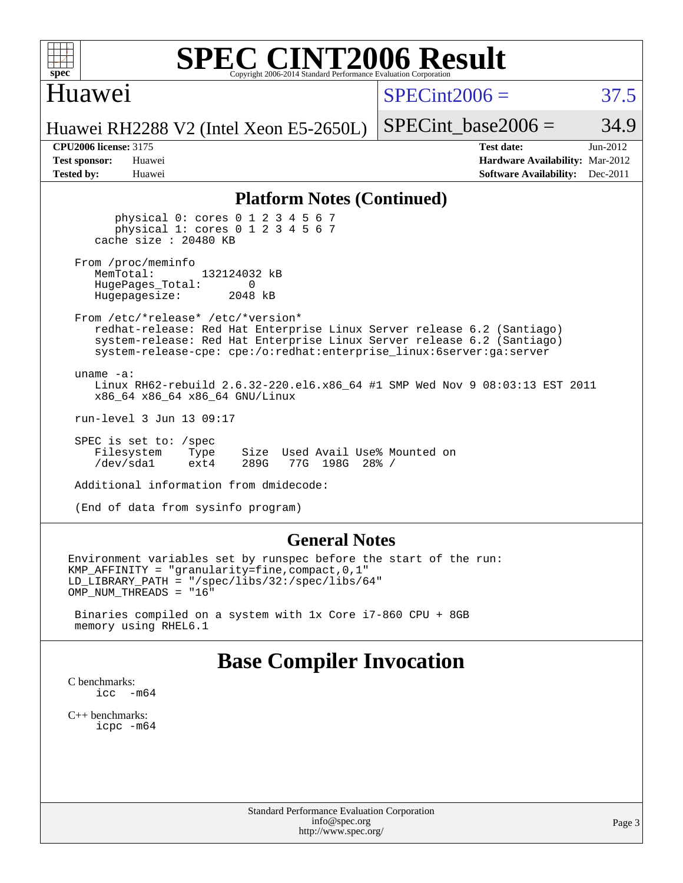## Platform Notes (Continued)

```
        physical 0: cores 0 1 2 3 4 5 6 7
        physical 1: cores 0 1 2 3 4 5 6 7
    cache size : 20480 KB

 From /proc/meminfo
    MemTotal:       132124032 kB
    HugePages_Total:       0
    Hugepagesize:       2048 kB

 From /etc/*release* /etc/*version*
    redhat-release: Red Hat Enterprise Linux Server release 6.2 (Santiago)
    system-release: Red Hat Enterprise Linux Server release 6.2 (Santiago)
    system-release-cpe: cpe:/o:redhat:enterprise_linux:6server:ga:server

 uname -a:
    Linux RH62-rebuild 2.6.32-220.el6.x86_64 #1 SMP Wed Nov 9 08:03:13 EST 2011
    x86_64 x86_64 x86_64 GNU/Linux

 run-level 3 Jun 13 09:17

 SPEC is set to: /spec
    Filesystem    Type    Size  Used Avail Use% Mounted on
    /dev/sda1     ext4    289G   77G  198G  28% /

 Additional information from dmidecode:

 (End of data from sysinfo program)
```

## General Notes

```
Environment variables set by runspec before the start of the run:
KMP_AFFINITY = "granularity=fine,compact,0,1"
LD_LIBRARY_PATH = "/spec/libs/32:/spec/libs/64"
OMP_NUM_THREADS = "16"

 Binaries compiled on a system with 1x Core i7-860 CPU + 8GB
 memory using RHEL6.1
```

## Base Compiler Invocation

C benchmarks:
 icc -m64

C++ benchmarks:
 icpc -m64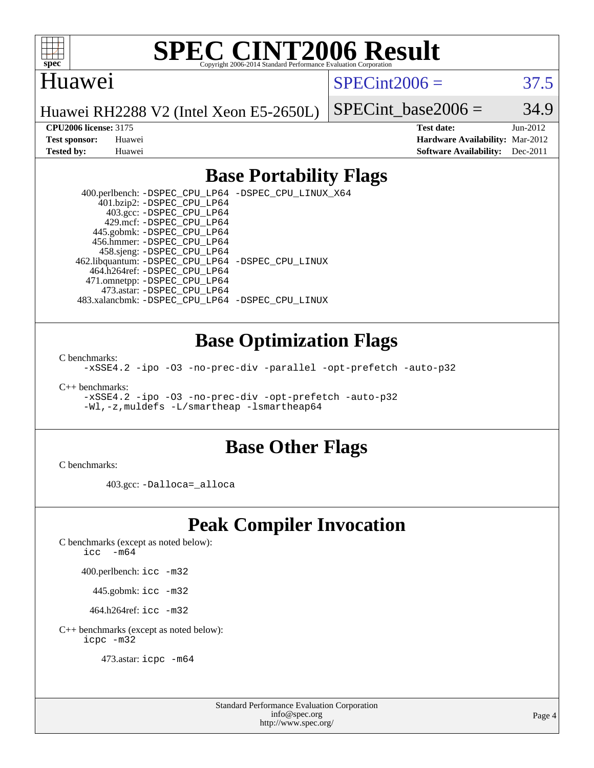# SPEC CINT2006 Result

Huawei

Huawei RH2288 V2 (Intel Xeon E5-2650L)

SPECint2006 = 37.5

SPECint_base2006 = 34.9

**CPU2006 license:** 3175
**Test sponsor:** Huawei
**Tested by:** Huawei

**Test date:** Jun-2012
**Hardware Availability:** Mar-2012
**Software Availability:** Dec-2011

## Base Portability Flags

400.perlbench: -DSPEC_CPU_LP64 -DSPEC_CPU_LINUX_X64
401.bzip2: -DSPEC_CPU_LP64
403.gcc: -DSPEC_CPU_LP64
429.mcf: -DSPEC_CPU_LP64
445.gobmk: -DSPEC_CPU_LP64
456.hmmer: -DSPEC_CPU_LP64
458.sjeng: -DSPEC_CPU_LP64
462.libquantum: -DSPEC_CPU_LP64 -DSPEC_CPU_LINUX
464.h264ref: -DSPEC_CPU_LP64
471.omnetpp: -DSPEC_CPU_LP64
473.astar: -DSPEC_CPU_LP64
483.xalancbmk: -DSPEC_CPU_LP64 -DSPEC_CPU_LINUX

## Base Optimization Flags

C benchmarks:
-xSSE4.2 -ipo -O3 -no-prec-div -parallel -opt-prefetch -auto-p32

C++ benchmarks:
-xSSE4.2 -ipo -O3 -no-prec-div -opt-prefetch -auto-p32
-Wl,-z,muldefs -L/smartheap -lsmartheap64

## Base Other Flags

C benchmarks:

403.gcc: -Dalloca=_alloca

## Peak Compiler Invocation

C benchmarks (except as noted below):
icc -m64

400.perlbench: icc -m32

445.gobmk: icc -m32

464.h264ref: icc -m32

C++ benchmarks (except as noted below):
icpc -m32

473.astar: icpc -m64

Standard Performance Evaluation Corporation
info@spec.org
http://www.spec.org/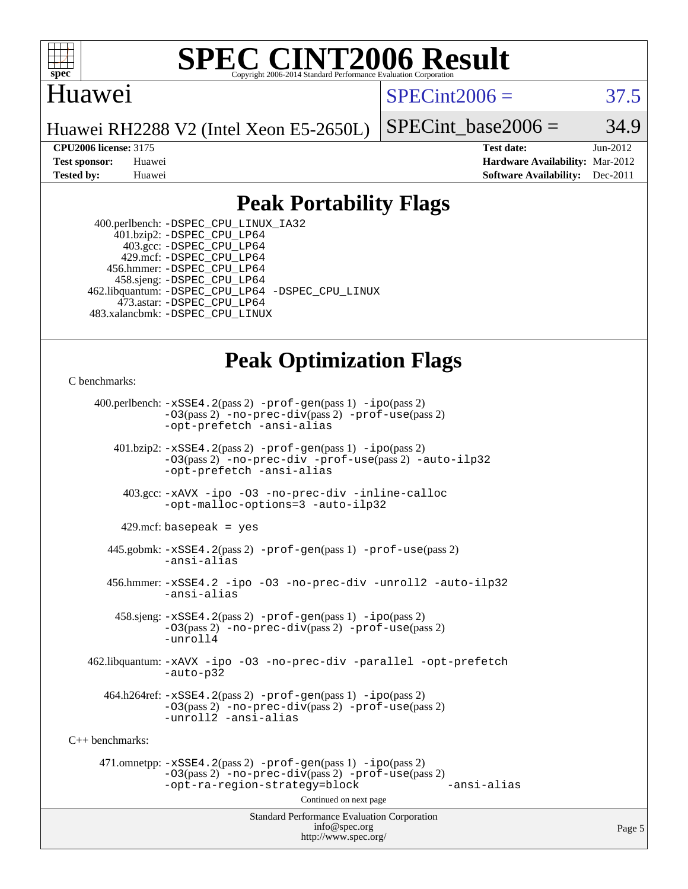# SPEC CINT2006 Result

Copyright 2006-2014 Standard Performance Evaluation Corporation

## Huawei

Huawei RH2288 V2 (Intel Xeon E5-2650L)

SPECint2006 = 37.5

SPECint_base2006 = 34.9

**CPU2006 license:** 3175
**Test sponsor:** Huawei
**Tested by:** Huawei

**Test date:** Jun-2012
**Hardware Availability:** Mar-2012
**Software Availability:** Dec-2011

## Peak Portability Flags

400.perlbench: `-DSPEC_CPU_LINUX_IA32`
401.bzip2: `-DSPEC_CPU_LP64`
403.gcc: `-DSPEC_CPU_LP64`
429.mcf: `-DSPEC_CPU_LP64`
456.hmmer: `-DSPEC_CPU_LP64`
458.sjeng: `-DSPEC_CPU_LP64`
462.libquantum: `-DSPEC_CPU_LP64 -DSPEC_CPU_LINUX`
473.astar: `-DSPEC_CPU_LP64`
483.xalancbmk: `-DSPEC_CPU_LINUX`

## Peak Optimization Flags

C benchmarks:

400.perlbench: `-xSSE4.2`(pass 2) `-prof-gen`(pass 1) `-ipo`(pass 2) `-O3`(pass 2) `-no-prec-div`(pass 2) `-prof-use`(pass 2) `-opt-prefetch -ansi-alias`

401.bzip2: `-xSSE4.2`(pass 2) `-prof-gen`(pass 1) `-ipo`(pass 2) `-O3`(pass 2) `-no-prec-div -prof-use`(pass 2) `-auto-ilp32 -opt-prefetch -ansi-alias`

403.gcc: `-xAVX -ipo -O3 -no-prec-div -inline-calloc -opt-malloc-options=3 -auto-ilp32`

429.mcf: `basepeak = yes`

445.gobmk: `-xSSE4.2`(pass 2) `-prof-gen`(pass 1) `-prof-use`(pass 2) `-ansi-alias`

456.hmmer: `-xSSE4.2 -ipo -O3 -no-prec-div -unroll2 -auto-ilp32 -ansi-alias`

458.sjeng: `-xSSE4.2`(pass 2) `-prof-gen`(pass 1) `-ipo`(pass 2) `-O3`(pass 2) `-no-prec-div`(pass 2) `-prof-use`(pass 2) `-unroll4`

462.libquantum: `-xAVX -ipo -O3 -no-prec-div -parallel -opt-prefetch -auto-p32`

464.h264ref: `-xSSE4.2`(pass 2) `-prof-gen`(pass 1) `-ipo`(pass 2) `-O3`(pass 2) `-no-prec-div`(pass 2) `-prof-use`(pass 2) `-unroll2 -ansi-alias`

C++ benchmarks:

471.omnetpp: `-xSSE4.2`(pass 2) `-prof-gen`(pass 1) `-ipo`(pass 2) `-O3`(pass 2) `-no-prec-div`(pass 2) `-prof-use`(pass 2) `-opt-ra-region-strategy=block -ansi-alias`

Continued on next page

Standard Performance Evaluation Corporation
info@spec.org
http://www.spec.org/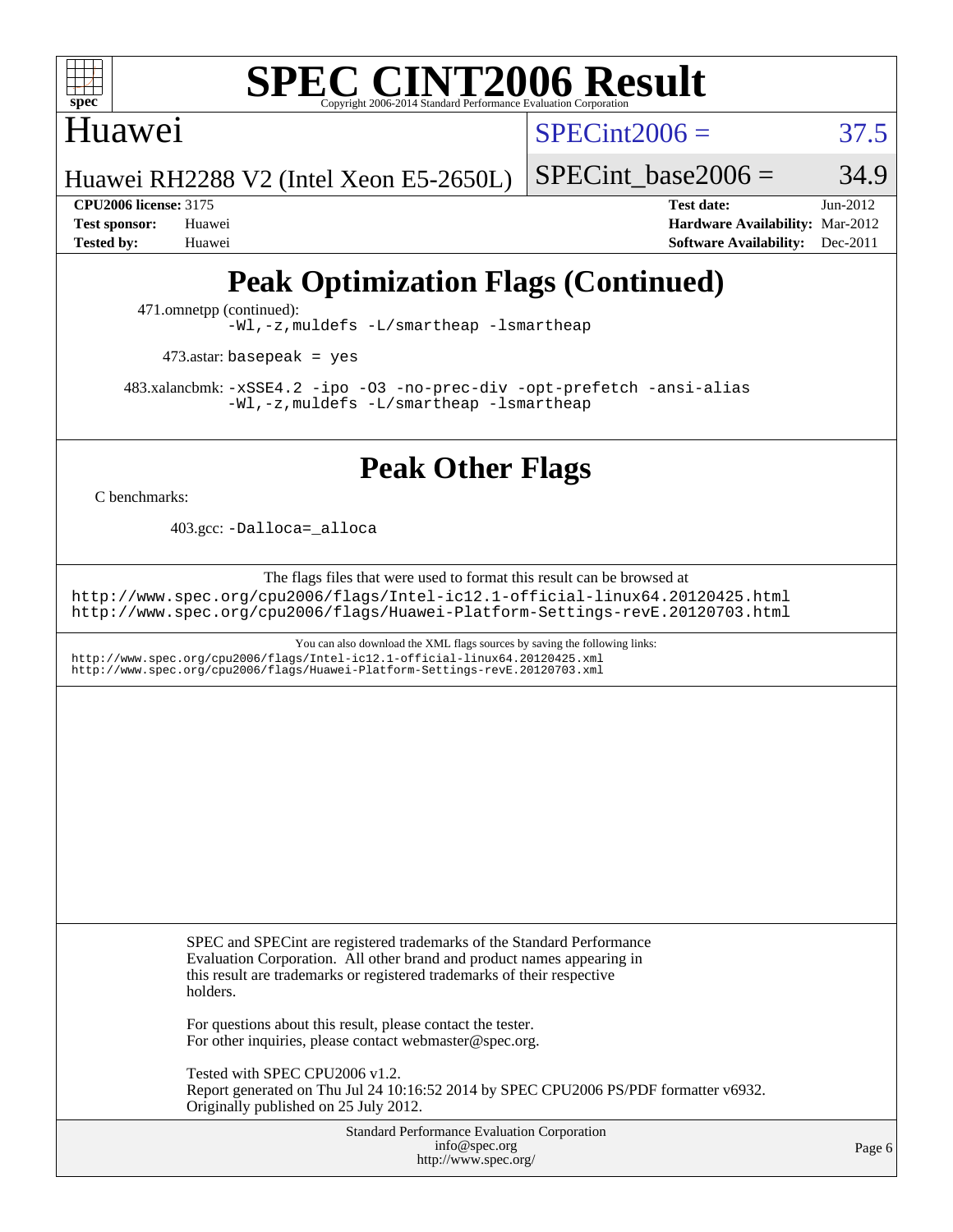# Peak Optimization Flags (Continued)

471.omnetpp (continued):
-Wl,-z,muldefs -L/smartheap -lsmartheap

473.astar: basepeak = yes

483.xalancbmk: -xSSE4.2 -ipo -O3 -no-prec-div -opt-prefetch -ansi-alias
-Wl,-z,muldefs -L/smartheap -lsmartheap

# Peak Other Flags

C benchmarks:

403.gcc: -Dalloca=_alloca

The flags files that were used to format this result can be browsed at
http://www.spec.org/cpu2006/flags/Intel-ic12.1-official-linux64.20120425.html
http://www.spec.org/cpu2006/flags/Huawei-Platform-Settings-revE.20120703.html

You can also download the XML flags sources by saving the following links:
http://www.spec.org/cpu2006/flags/Intel-ic12.1-official-linux64.20120425.xml
http://www.spec.org/cpu2006/flags/Huawei-Platform-Settings-revE.20120703.xml

SPEC and SPECint are registered trademarks of the Standard Performance Evaluation Corporation. All other brand and product names appearing in this result are trademarks or registered trademarks of their respective holders.

For questions about this result, please contact the tester.
For other inquiries, please contact webmaster@spec.org.

Tested with SPEC CPU2006 v1.2.
Report generated on Thu Jul 24 10:16:52 2014 by SPEC CPU2006 PS/PDF formatter v6932.
Originally published on 25 July 2012.